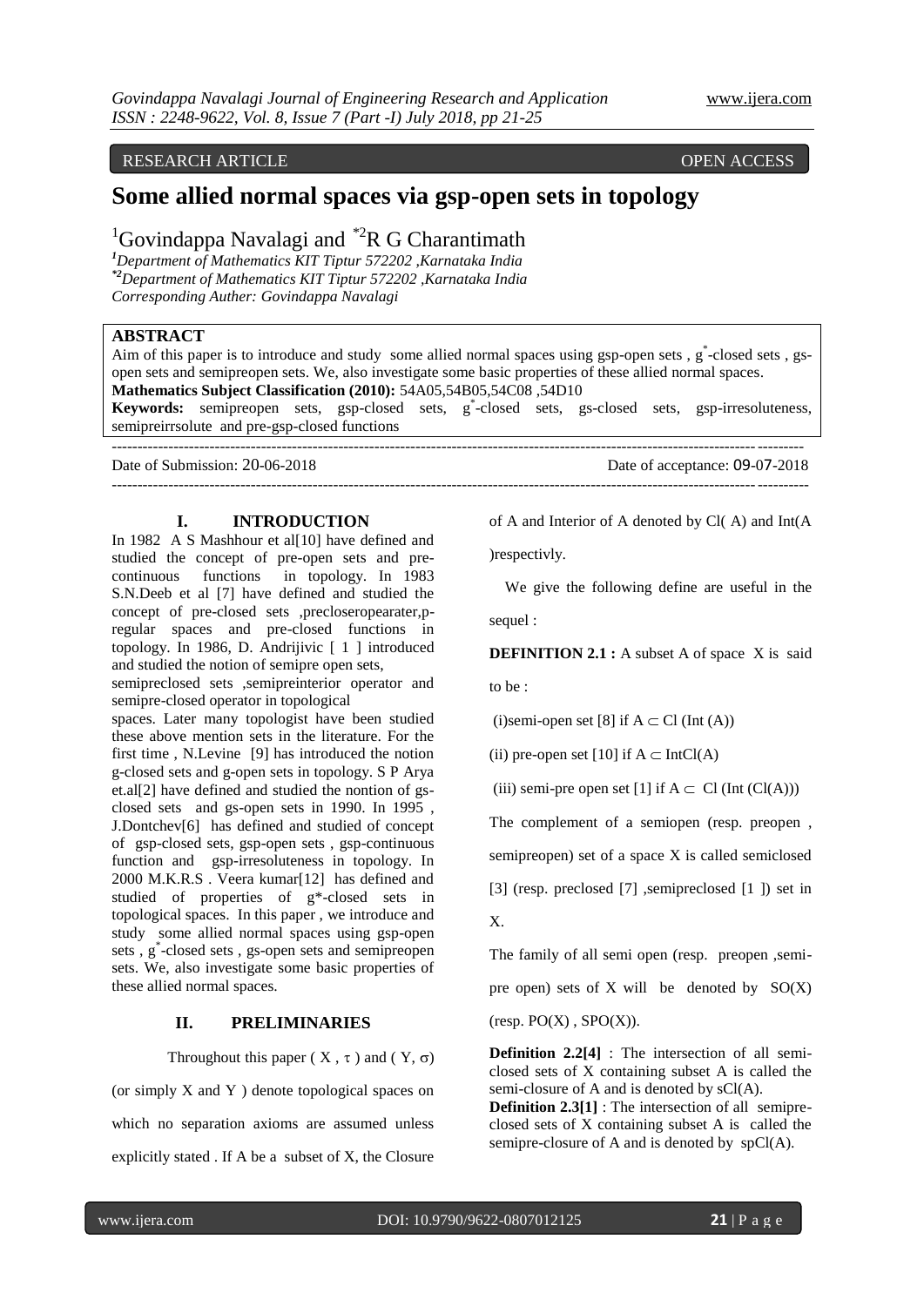RESEARCH ARTICLE OPEN ACCESS

# Some allied normal spaces via gsp-open sets in topology

[1]Govindappa Navalagi and [*2]R G Charantimath

*[1]Department of Mathematics KIT Tiptur 572202 ,Karnataka India*
*[*2]Department of Mathematics KIT Tiptur 572202 ,Karnataka India*
*Corresponding Auther: Govindappa Navalagi*

## ABSTRACT

Aim of this paper is to introduce and study some allied normal spaces using gsp-open sets , $g^*$-closed sets , gs-open sets and semipreopen sets. We, also investigate some basic properties of these allied normal spaces.

**Mathematics Subject Classification (2010):** 54A05,54B05,54C08 ,54D10

**Keywords:** semipreopen sets, gsp-closed sets, $g^*$-closed sets, gs-closed sets, gsp-irresoluteness, semipreirrsolute and pre-gsp-closed functions

Date of Submission: 20-06-2018 Date of acceptance: 09-07-2018

## I. INTRODUCTION

In 1982 A S Mashhour et al[10] have defined and studied the concept of pre-open sets and pre-continuous functions in topology. In 1983 S.N.Deeb et al [7] have defined and studied the concept of pre-closed sets ,precloseropearater,p-regular spaces and pre-closed functions in topology. In 1986, D. Andrijivic [ 1 ] introduced and studied the notion of semipre open sets, semipreclosed sets ,semipreinterior operator and semipre-closed operator in topological spaces. Later many topologist have been studied these above mention sets in the literature. For the first time , N.Levine [9] has introduced the notion g-closed sets and g-open sets in topology. S P Arya et.al[2] have defined and studied the nontion of gs-closed sets and gs-open sets in 1990. In 1995 , J.Dontchev[6] has defined and studied of concept of gsp-closed sets, gsp-open sets , gsp-continuous function and gsp-irresoluteness in topology. In 2000 M.K.R.S . Veera kumar[12] has defined and studied of properties of g*-closed sets in topological spaces. In this paper , we introduce and study some allied normal spaces using gsp-open sets , $g^*$-closed sets , gs-open sets and semipreopen sets. We, also investigate some basic properties of these allied normal spaces.

## II. PRELIMINARIES

Throughout this paper ( $X$ , $\tau$ ) and ( $Y$, $\sigma$) (or simply X and Y ) denote topological spaces on which no separation axioms are assumed unless explicitly stated . If A be a subset of X, the Closure of A and Interior of A denoted by Cl( A) and Int(A )respectivly.

We give the following define are useful in the sequel :

**DEFINITION 2.1 :** A subset A of space X is said to be :

(i)semi-open set [8] if $A \subset Cl(Int(A))$

(ii) pre-open set [10] if $A \subset IntCl(A)$

(iii) semi-pre open set [1] if $A \subset Cl(Int(Cl(A)))$

The complement of a semiopen (resp. preopen , semipreopen) set of a space X is called semiclosed [3] (resp. preclosed [7] ,semipreclosed [1 ]) set in X.

The family of all semi open (resp. preopen ,semi-pre open) sets of X will be denoted by SO(X) (resp. PO(X) , SPO(X)).

**Definition 2.2[4]** : The intersection of all semi-closed sets of X containing subset A is called the semi-closure of A and is denoted by sCl(A).

**Definition 2.3[1]** : The intersection of all semipre-closed sets of X containing subset A is called the semipre-closure of A and is denoted by spCl(A).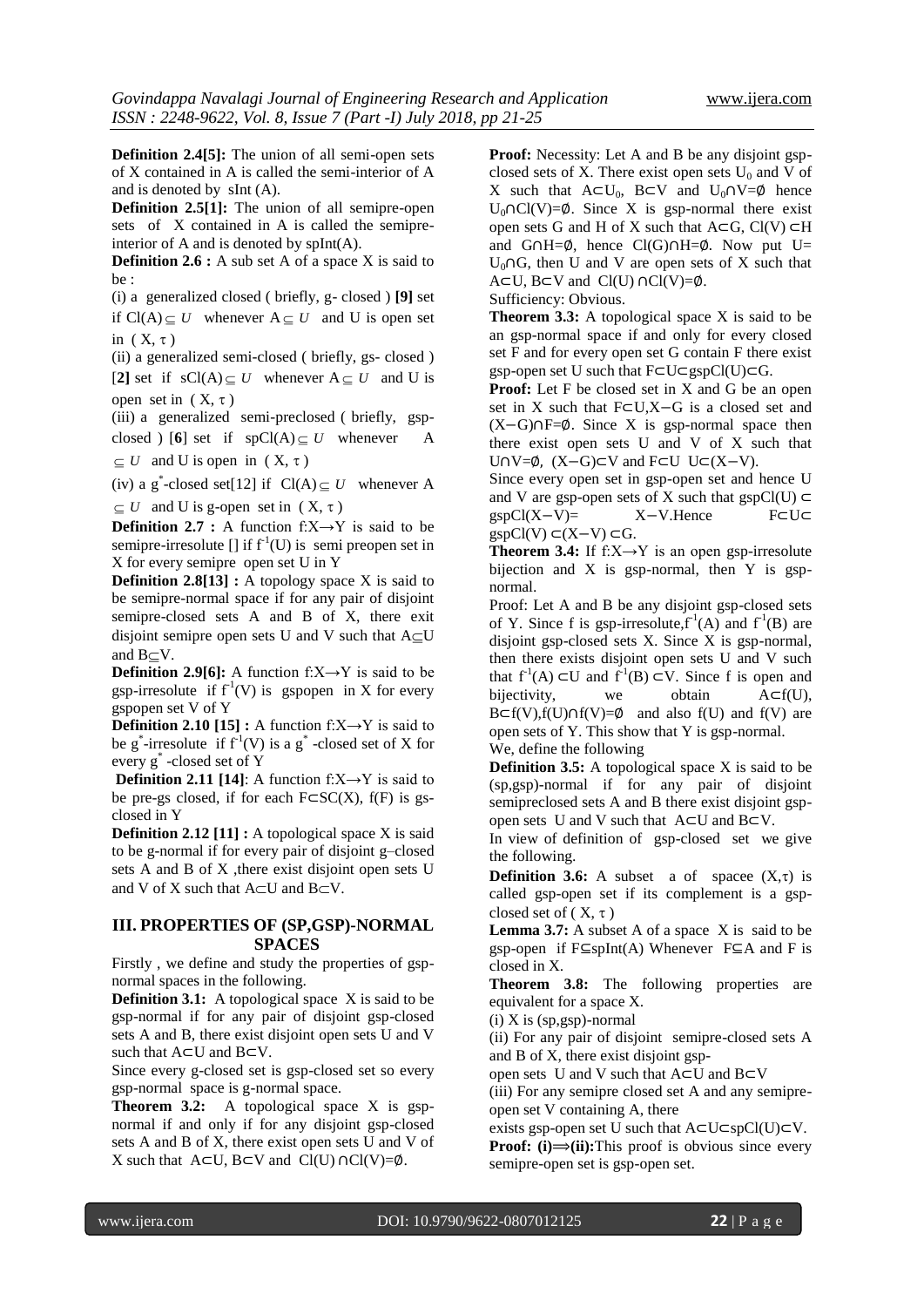**Definition 2.4[5]:** The union of all semi-open sets of X contained in A is called the semi-interior of A and is denoted by sInt (A).

**Definition 2.5[1]:** The union of all semipre-open sets of X contained in A is called the semipre-interior of A and is denoted by spInt(A).

**Definition 2.6 :** A sub set A of a space X is said to be :

(i) a generalized closed ( briefly, g- closed ) **[9]** set if $Cl(A) \subseteq U$ whenever $A \subseteq U$ and U is open set in $(X, \tau)$

(ii) a generalized semi-closed ( briefly, gs- closed ) [**2]** set if $sCl(A) \subseteq U$ whenever $A \subseteq U$ and U is open set in $(X, \tau)$

(iii) a generalized semi-preclosed ( briefly, gsp-closed ) [**6**] set if $spCl(A) \subseteq U$ whenever $A \subseteq U$ and U is open in $(X, \tau)$

(iv) a $g^*$-closed set[12] if $Cl(A) \subseteq U$ whenever $A \subseteq U$ and U is g-open set in $(X, \tau)$

**Definition 2.7 :** A function $f:X \to Y$ is said to be semipre-irresolute [] if $f^{-1}(U)$ is semi preopen set in X for every semipre open set U in Y

**Definition 2.8[13] :** A topology space X is said to be semipre-normal space if for any pair of disjoint semipre-closed sets A and B of X, there exit disjoint semipre open sets U and V such that $A \subseteq U$ and $B \subseteq V$.

**Definition 2.9[6]:** A function $f:X \to Y$ is said to be gsp-irresolute if $f^{-1}(V)$ is gspopen in X for every gspopen set V of Y

**Definition 2.10 [15] :** A function $f:X \to Y$ is said to be $g^*$-irresolute if $f^{-1}(V)$ is a $g^*$ -closed set of X for every $g^*$ -closed set of Y

**Definition 2.11 [14]**: A function $f:X \to Y$ is said to be pre-gs closed, if for each $F \subset SC(X)$, f(F) is gs-closed in Y

**Definition 2.12 [11] :** A topological space X is said to be g-normal if for every pair of disjoint g–closed sets A and B of X ,there exist disjoint open sets U and V of X such that $A \subset U$ and $B \subset V$.

## III. PROPERTIES OF (SP,GSP)-NORMAL SPACES

Firstly , we define and study the properties of gsp-normal spaces in the following.

**Definition 3.1:** A topological space X is said to be gsp-normal if for any pair of disjoint gsp-closed sets A and B, there exist disjoint open sets U and V such that $A \subset U$ and $B \subset V$.

Since every g-closed set is gsp-closed set so every gsp-normal space is g-normal space.

**Theorem 3.2:** A topological space X is gsp-normal if and only if for any disjoint gsp-closed sets A and B of X, there exist open sets U and V of X such that $A \subset U$, $B \subset V$ and $Cl(U) \cap Cl(V) = \emptyset$.

**Proof:** Necessity: Let A and B be any disjoint gsp-closed sets of X. There exist open sets $U_0$ and V of X such that $A \subset U_0$, $B \subset V$ and $U_0 \cap V = \emptyset$ hence $U_0 \cap Cl(V) = \emptyset$. Since X is gsp-normal there exist open sets G and H of X such that $A \subset G$, $Cl(V) \subset H$ and $G \cap H = \emptyset$, hence $Cl(G) \cap H = \emptyset$. Now put $U = U_0 \cap G$, then U and V are open sets of X such that $A \subset U$, $B \subset V$ and $Cl(U) \cap Cl(V) = \emptyset$.

Sufficiency: Obvious.

**Theorem 3.3:** A topological space X is said to be an gsp-normal space if and only for every closed set F and for every open set G contain F there exist gsp-open set U such that $F \subset U \subset gspCl(U) \subset G$.

**Proof:** Let F be closed set in X and G be an open set in X such that $F \subset U, X-G$ is a closed set and $(X-G) \cap F = \emptyset$. Since X is gsp-normal space then there exist open sets U and V of X such that $U \cap V = \emptyset$, $(X-G) \subset V$ and $F \subset U$ $U \subset (X-V)$.

Since every open set in gsp-open set and hence U and V are gsp-open sets of X such that $gspCl(U) \subset gspCl(X-V) = X-V$.Hence $F \subset U \subset gspCl(V) \subset (X-V) \subset G$.

**Theorem 3.4:** If $f:X \to Y$ is an open gsp-irresolute bijection and X is gsp-normal, then Y is gsp-normal.

Proof: Let A and B be any disjoint gsp-closed sets of Y. Since f is gsp-irresolute,$f^{-1}(A)$ and $f^{-1}(B)$ are disjoint gsp-closed sets X. Since X is gsp-normal, then there exists disjoint open sets U and V such that $f^{-1}(A) \subset U$ and $f^{-1}(B) \subset V$. Since f is open and bijectivity, we obtain $A \subset f(U)$, $B \subset f(V), f(U) \cap f(V) = \emptyset$ and also f(U) and f(V) are open sets of Y. This show that Y is gsp-normal.

We, define the following

**Definition 3.5:** A topological space X is said to be (sp,gsp)-normal if for any pair of disjoint semipreclosed sets A and B there exist disjoint gsp-open sets U and V such that $A \subset U$ and $B \subset V$.

In view of definition of gsp-closed set we give the following.

**Definition 3.6:** A subset a of spacee $(X,\tau)$ is called gsp-open set if its complement is a gsp-closed set of $(X, \tau)$

**Lemma 3.7:** A subset A of a space X is said to be gsp-open if $F \subseteq spInt(A)$ Whenever $F \subseteq A$ and F is closed in X.

**Theorem 3.8:** The following properties are equivalent for a space X.

(i) X is (sp,gsp)-normal

(ii) For any pair of disjoint semipre-closed sets A and B of X, there exist disjoint gsp-open sets U and V such that $A \subset U$ and $B \subset V$

(iii) For any semipre closed set A and any semipre-open set V containing A, there exists gsp-open set U such that $A \subset U \subset spCl(U) \subset V$.

**Proof: (i)⟹(ii):**This proof is obvious since every semipre-open set is gsp-open set.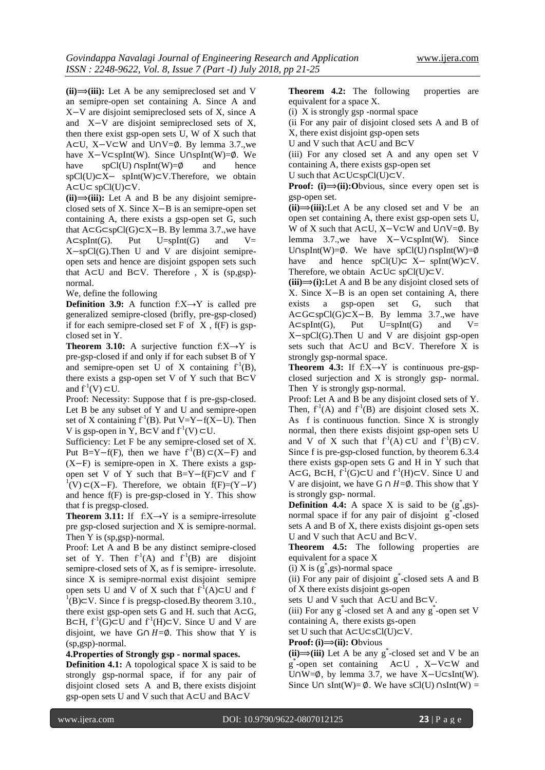**(ii)⟹(iii):** Let A be any semipreclosed set and V an semipre-open set containing A. Since A and $X-V$ are disjoint semipreclosed sets of X, since A and $X-V$ are disjoint semipreclosed sets of X, then there exist gsp-open sets U, W of X such that $A\subset U$, $X-V\subset W$ and $U\cap V=\emptyset$. By lemma 3.7.,we have $X-V\subset spInt(W)$. Since $U\cap spInt(W)=\emptyset$. We have $spCl(U)\cap spInt(W)=\emptyset$ and hence $spCl(U)\subset X-spInt(W)\subset V$.Therefore, we obtain $A\subset U\subset spCl(U)\subset V$.

**(ii)⟹(iii):** Let A and B be any disjoint semipre-closed sets of X. Since $X-B$ is an semipre-open set containing A, there exists a gsp-open set G, such that $A\subset G\subset spCl(G)\subset X-B$. By lemma 3.7.,we have $A\subset spInt(G)$. Put $U=spInt(G)$ and $V=X-spCl(G)$.Then U and V are disjoint semipre-open sets and hence are disjoint gspopen sets such that $A\subset U$ and $B\subset V$. Therefore , X is (sp,gsp)-normal.

We, define the following

**Definition 3.9:** A function $f:X\rightarrow Y$ is called pre generalized semipre-closed (brifly, pre-gsp-closed) if for each semipre-closed set F of X , f(F) is gsp-closed set in Y.

**Theorem 3.10:** A surjective function $f:X\rightarrow Y$ is pre-gsp-closed if and only if for each subset B of Y and semipre-open set U of X containing $f^{-1}(B)$, there exists a gsp-open set V of Y such that $B\subset V$ and $f^{-1}(V)\subset U$.

Proof: Necessity: Suppose that f is pre-gsp-closed. Let B be any subset of Y and U and semipre-open set of X containing $f^{-1}(B)$. Put $V=Y-f(X-U)$. Then V is gsp-open in Y, $B\subset V$ and $f^{-1}(V)\subset U$.

Sufficiency: Let F be any semipre-closed set of X. Put $B=Y-f(F)$, then we have $f^{-1}(B)\subset(X-F)$ and $(X-F)$ is semipre-open in X. There exists a gsp-open set V of Y such that $B=Y-f(F)\subset V$ and $f^{-1}(V)\subset(X-F)$. Therefore, we obtain $f(F)=(Y-V)$ and hence f(F) is pre-gsp-closed in Y. This show that f is pregsp-closed.

**Theorem 3.11:** If $f:X\rightarrow Y$ is a semipre-irresolute pre gsp-closed surjection and X is semipre-normal. Then Y is (sp,gsp)-normal.

Proof: Let A and B be any distinct semipre-closed set of Y. Then $f^{-1}(A)$ and $f^{-1}(B)$ are disjoint semipre-closed sets of X, as f is semipre- irresolute. since X is semipre-normal exist disjoint semipre open sets U and V of X such that $f^{-1}(A)\subset U$ and $f^{-1}(B)\subset V$. Since f is pregsp-closed.By theorem 3.10., there exist gsp-open sets G and H. such that $A\subset G$, $B\subset H$, $f^{-1}(G)\subset U$ and $f^{-1}(H)\subset V$. Since U and V are disjoint, we have $G\cap H=\emptyset$. This show that Y is (sp,gsp)-normal.

## 4.Properties of Strongly gsp - normal spaces.

**Definition 4.1:** A topological space X is said to be strongly gsp-normal space, if for any pair of disjoint closed sets A and B, there exists disjoint gsp-open sets U and V such that $A\subset U$ and $BA\subset V$

**Theorem 4.2:** The following properties are equivalent for a space X.

(i) X is strongly gsp -normal space

(ii For any pair of disjoint closed sets A and B of X, there exist disjoint gsp-open sets U and V such that $A\subset U$ and $B\subset V$

(iii) For any closed set A and any open set V containing A, there exists gsp-open set U such that $A\subset U\subset spCl(U)\subset V$.

**Proof: (i)⟹(ii):**Obvious, since every open set is gsp-open set.

**(ii)⟹(iii):**Let A be any closed set and V be an open set containing A, there exist gsp-open sets U, W of X such that $A\subset U$, $X-V\subset W$ and $U\cap V=\emptyset$. By lemma 3.7.,we have $X-V\subset spInt(W)$. Since $U\cap spInt(W)=\emptyset$. We have $spCl(U)\cap spInt(W)=\emptyset$ have and hence $spCl(U)\subset X-spInt(W)\subset V$. Therefore, we obtain $A\subset U\subset spCl(U)\subset V$.

**(iii)⟹(i):**Let A and B be any disjoint closed sets of X. Since $X-B$ is an open set containing A, there exists a gsp-open set G, such that $A\subset G\subset spCl(G)\subset X-B$. By lemma 3.7.,we have $A\subset spInt(G)$, Put $U=spInt(G)$ and $V=X-spCl(G)$.Then U and V are disjoint gsp-open sets such that $A\subset U$ and $B\subset V$. Therefore X is strongly gsp-normal space.

**Theorem 4.3:** If $f:X\rightarrow Y$ is continuous pre-gsp-closed surjection and X is strongly gsp- normal. Then Y is strongly gsp-normal.

Proof: Let A and B be any disjoint closed sets of Y. Then, $f^{-1}(A)$ and $f^{-1}(B)$ are disjoint closed sets X. As f is continuous function. Since X is strongly normal, then there exists disjoint gsp-open sets U and V of X such that $f^{-1}(A)\subset U$ and $f^{-1}(B)\subset V$. Since f is pre-gsp-closed function, by theorem 6.3.4 there exists gsp-open sets G and H in Y such that $A\subset G$, $B\subset H$, $f^{-1}(G)\subset U$ and $f^{-1}(H)\subset V$. Since U and V are disjoint, we have $G\cap H=\emptyset$. This show that Y is strongly gsp- normal.

**Definition 4.4:** A space X is said to be $(g^*,gs)$-normal space if for any pair of disjoint $g^*$-closed sets A and B of X, there exists disjoint gs-open sets U and V such that $A\subset U$ and $B\subset V$.

**Theorem 4.5:** The following properties are equivalent for a space X

(i) X is $(g^*,gs)$-normal space

(ii) For any pair of disjoint $g^*$-closed sets A and B of X there exists disjoint gs-open sets U and V such that $A\subset U$ and $B\subset V$.

(iii) For any $g^*$-closed set A and any $g^*$-open set V containing A, there exists gs-open set U such that $A\subset U\subset sCl(U)\subset V$.

**Proof: (i)⟹(ii): O**bvious

**(ii)⟹(iii)** Let A be any $g^*$-closed set and V be an $g^*$-open set containing $A\subset U$ , $X-V\subset W$ and $U\cap W=\emptyset$, by lemma 3.7, we have $X-U\subset sInt(W)$. Since $U\cap sInt(W)=\emptyset$. We have $sCl(U)\cap sInt(W)=$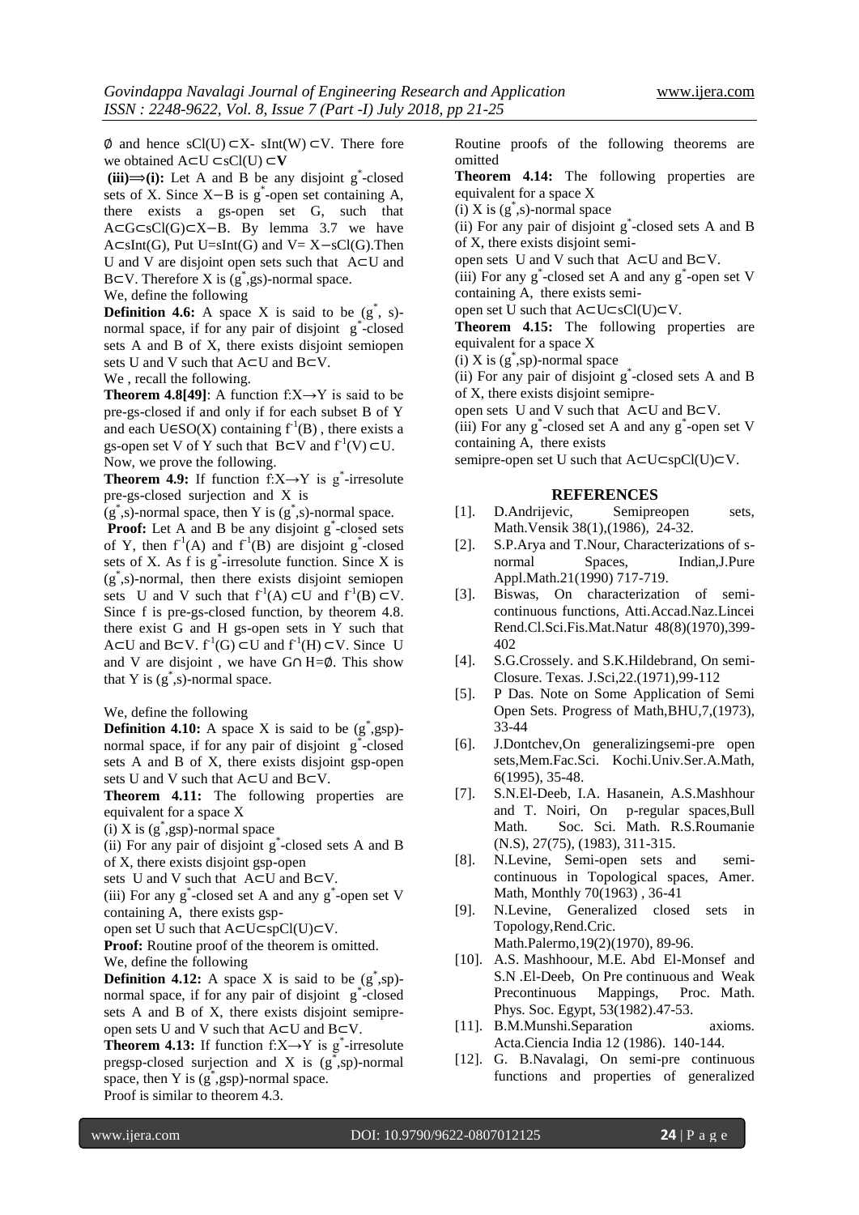$\emptyset$ and hence $sCl(U) \subset X$- $sInt(W) \subset V$. There fore we obtained $A \subset U \subset sCl(U) \subset \mathbf{V}$

**(iii)⟹(i):** Let A and B be any disjoint $g^*$-closed sets of X. Since $X-B$ is $g^*$-open set containing A, there exists a gs-open set G, such that $A \subset G \subset sCl(G) \subset X-B$. By lemma 3.7 we have $A \subset sInt(G)$, Put $U=sInt(G)$ and $V= X-sCl(G)$.Then U and V are disjoint open sets such that $A \subset U$ and $B \subset V$. Therefore X is $(g^*,gs)$-normal space.

We, define the following

**Definition 4.6:** A space X is said to be $(g^*, s)$-normal space, if for any pair of disjoint $g^*$-closed sets A and B of X, there exists disjoint semiopen sets U and V such that $A \subset U$ and $B \subset V$.

We , recall the following.

**Theorem 4.8[49]**: A function $f:X \rightarrow Y$ is said to be pre-gs-closed if and only if for each subset B of Y and each $U \in SO(X)$ containing $f^{-1}(B)$ , there exists a gs-open set V of Y such that $B \subset V$ and $f^{-1}(V) \subset U$.

Now, we prove the following.

**Theorem 4.9:** If function $f:X \rightarrow Y$ is $g^*$-irresolute pre-gs-closed surjection and X is $(g^*,s)$-normal space, then Y is $(g^*,s)$-normal space.

**Proof:** Let A and B be any disjoint $g^*$-closed sets of Y, then $f^{-1}(A)$ and $f^{-1}(B)$ are disjoint $g^*$-closed sets of X. As f is $g^*$-irresolute function. Since X is $(g^*,s)$-normal, then there exists disjoint semiopen sets U and V such that $f^{-1}(A) \subset U$ and $f^{-1}(B) \subset V$. Since f is pre-gs-closed function, by theorem 4.8. there exist G and H gs-open sets in Y such that $A \subset U$ and $B \subset V$. $f^{-1}(G) \subset U$ and $f^{-1}(H) \subset V$. Since U and V are disjoint , we have $G \cap H=\emptyset$. This show that Y is $(g^*,s)$-normal space.

We, define the following

**Definition 4.10:** A space X is said to be $(g^*,gsp)$-normal space, if for any pair of disjoint $g^*$-closed sets A and B of X, there exists disjoint gsp-open sets U and V such that $A \subset U$ and $B \subset V$.

**Theorem 4.11:** The following properties are equivalent for a space X

(i) X is $(g^*,gsp)$-normal space

(ii) For any pair of disjoint $g^*$-closed sets A and B of X, there exists disjoint gsp-open sets U and V such that $A \subset U$ and $B \subset V$.

(iii) For any $g^*$-closed set A and any $g^*$-open set V containing A, there exists gsp-open set U such that $A \subset U \subset spCl(U) \subset V$.

**Proof:** Routine proof of the theorem is omitted.

We, define the following

**Definition 4.12:** A space X is said to be $(g^*,sp)$-normal space, if for any pair of disjoint $g^*$-closed sets A and B of X, there exists disjoint semipre-open sets U and V such that $A \subset U$ and $B \subset V$.

**Theorem 4.13:** If function $f:X \rightarrow Y$ is $g^*$-irresolute pregsp-closed surjection and X is $(g^*,sp)$-normal space, then Y is $(g^*,gsp)$-normal space.

Proof is similar to theorem 4.3.

Routine proofs of the following theorems are omitted

**Theorem 4.14:** The following properties are equivalent for a space X

(i) X is $(g^*,s)$-normal space

(ii) For any pair of disjoint $g^*$-closed sets A and B of X, there exists disjoint semi-open sets U and V such that $A \subset U$ and $B \subset V$.

(iii) For any $g^*$-closed set A and any $g^*$-open set V containing A, there exists semi-open set U such that $A \subset U \subset sCl(U) \subset V$.

**Theorem 4.15:** The following properties are equivalent for a space X

(i) X is $(g^*,sp)$-normal space

(ii) For any pair of disjoint $g^*$-closed sets A and B of X, there exists disjoint semipre-open sets U and V such that $A \subset U$ and $B \subset V$.

(iii) For any $g^*$-closed set A and any $g^*$-open set V containing A, there exists semipre-open set U such that $A \subset U \subset spCl(U) \subset V$.

## REFERENCES

[1]. D.Andrijevic, Semipreopen sets, Math.Vensik 38(1),(1986), 24-32.

[2]. S.P.Arya and T.Nour, Characterizations of s-normal Spaces, Indian,J.Pure Appl.Math.21(1990) 717-719.

[3]. Biswas, On characterization of semi-continuous functions, Atti.Accad.Naz.Lincei Rend.Cl.Sci.Fis.Mat.Natur 48(8)(1970),399-402

[4]. S.G.Crossely. and S.K.Hildebrand, On semi-Closure. Texas. J.Sci,22.(1971),99-112

[5]. P Das. Note on Some Application of Semi Open Sets. Progress of Math,BHU,7,(1973), 33-44

[6]. J.Dontchev,On generalizingsemi-pre open sets,Mem.Fac.Sci. Kochi.Univ.Ser.A.Math, 6(1995), 35-48.

[7]. S.N.El-Deeb, I.A. Hasanein, A.S.Mashhour and T. Noiri, On p-regular spaces,Bull Math. Soc. Sci. Math. R.S.Roumanie (N.S), 27(75), (1983), 311-315.

[8]. N.Levine, Semi-open sets and semi-continuous in Topological spaces, Amer. Math, Monthly 70(1963) , 36-41

[9]. N.Levine, Generalized closed sets in Topology,Rend.Cric. Math.Palermo,19(2)(1970), 89-96.

[10]. A.S. Mashhoour, M.E. Abd El-Monsef and S.N .El-Deeb, On Pre continuous and Weak Precontinuous Mappings, Proc. Math. Phys. Soc. Egypt, 53(1982).47-53.

[11]. B.M.Munshi.Separation axioms. Acta.Ciencia India 12 (1986). 140-144.

[12]. G. B.Navalagi, On semi-pre continuous functions and properties of generalized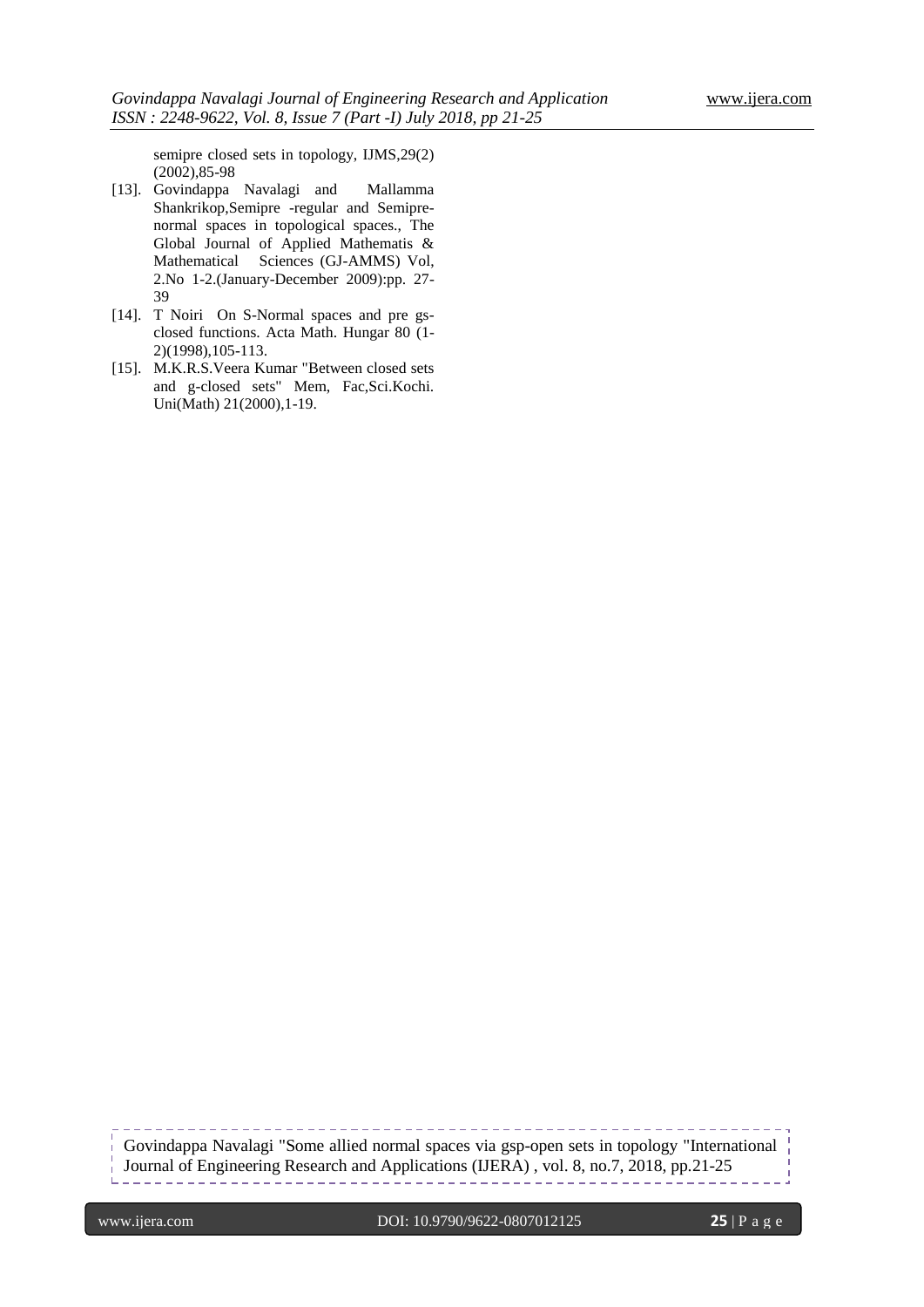semipre closed sets in topology, IJMS,29(2) (2002),85-98

[13]. Govindappa Navalagi and Mallamma Shankrikop,Semipre -regular and Semipre-normal spaces in topological spaces., The Global Journal of Applied Mathematis & Mathematical Sciences (GJ-AMMS) Vol, 2.No 1-2.(January-December 2009):pp. 27-39

[14]. T Noiri On S-Normal spaces and pre gs-closed functions. Acta Math. Hungar 80 (1-2)(1998),105-113.

[15]. M.K.R.S.Veera Kumar "Between closed sets and g-closed sets" Mem, Fac,Sci.Kochi. Uni(Math) 21(2000),1-19.

Govindappa Navalagi "Some allied normal spaces via gsp-open sets in topology "International Journal of Engineering Research and Applications (IJERA) , vol. 8, no.7, 2018, pp.21-25